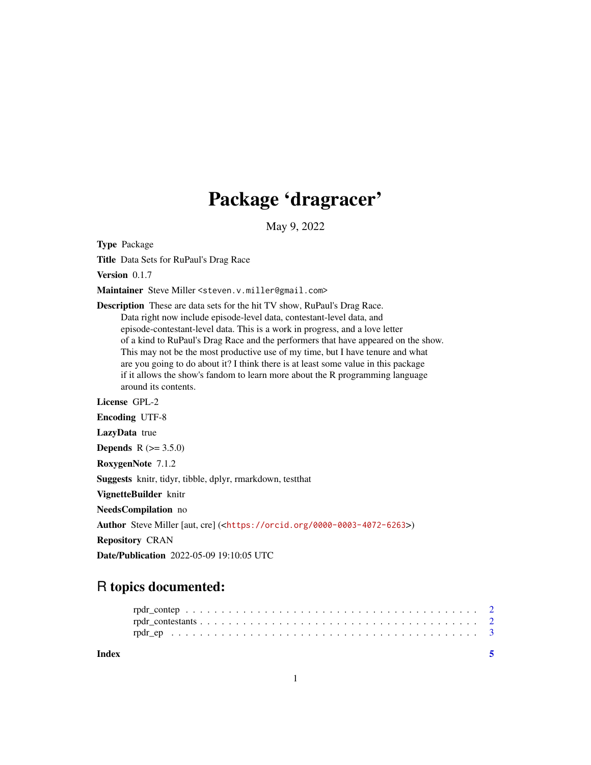# Package 'dragracer'

May 9, 2022

**Type** Package

**Title** Data Sets for RuPaul's Drag Race

**Version** 0.1.7

**Maintainer** Steve Miller <steven.v.miller@gmail.com>

**Description** These are data sets for the hit TV show, RuPaul's Drag Race. Data right now include episode-level data, contestant-level data, and episode-contestant-level data. This is a work in progress, and a love letter of a kind to RuPaul's Drag Race and the performers that have appeared on the show. This may not be the most productive use of my time, but I have tenure and what are you going to do about it? I think there is at least some value in this package if it allows the show's fandom to learn more about the R programming language around its contents.

**License** GPL-2

**Encoding** UTF-8

**LazyData** true

**Depends** R (>= 3.5.0)

**RoxygenNote** 7.1.2

**Suggests** knitr, tidyr, tibble, dplyr, rmarkdown, testthat

**VignetteBuilder** knitr

**NeedsCompilation** no

**Author** Steve Miller [aut, cre] (<https://orcid.org/0000-0003-4072-6263>)

**Repository** CRAN

**Date/Publication** 2022-05-09 19:10:05 UTC

## R topics documented:

- rpdr_contep . . . . . . . . . . . . . . . . . . . . . . . . . . . . . . . . . . . . . . . 2
- rpdr_contestants . . . . . . . . . . . . . . . . . . . . . . . . . . . . . . . . . . . . 2
- rpdr_ep . . . . . . . . . . . . . . . . . . . . . . . . . . . . . . . . . . . . . . . . . 3

**Index** 5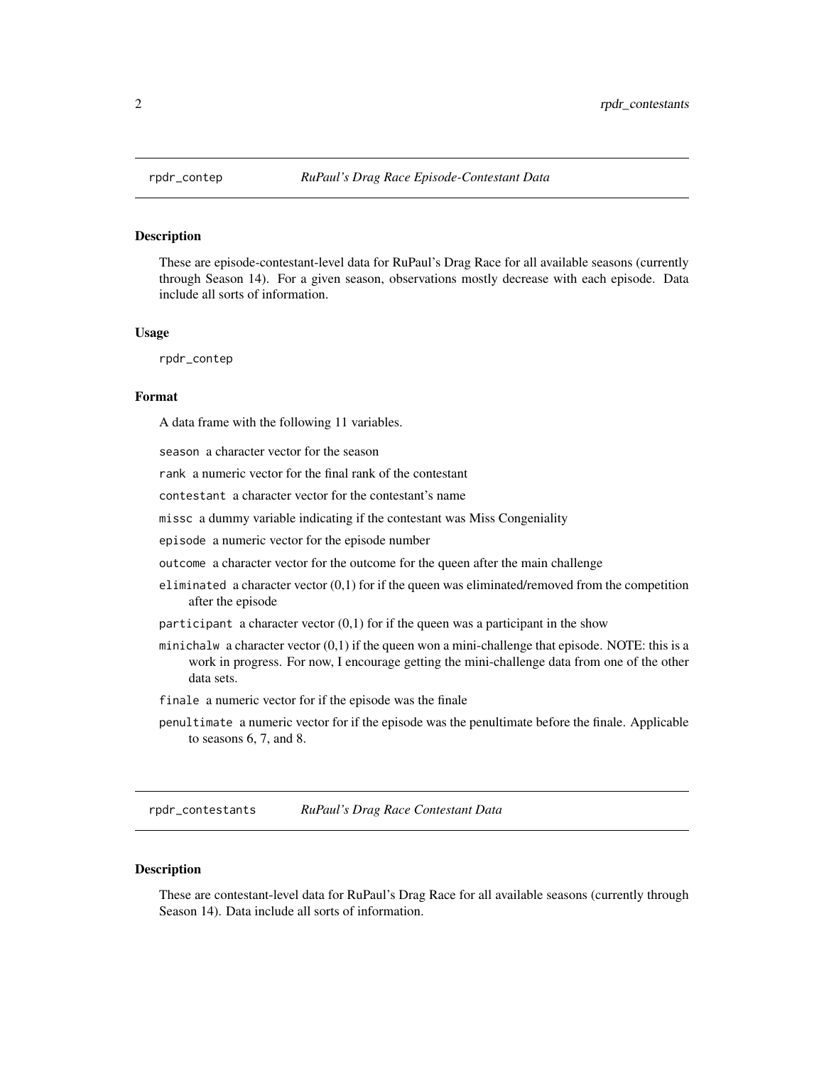## rpdr_contep — *RuPaul's Drag Race Episode-Contestant Data*

### Description

These are episode-contestant-level data for RuPaul's Drag Race for all available seasons (currently through Season 14). For a given season, observations mostly decrease with each episode. Data include all sorts of information.

### Usage

```
rpdr_contep
```

### Format

A data frame with the following 11 variables.

- `season` a character vector for the season
- `rank` a numeric vector for the final rank of the contestant
- `contestant` a character vector for the contestant's name
- `missc` a dummy variable indicating if the contestant was Miss Congeniality
- `episode` a numeric vector for the episode number
- `outcome` a character vector for the outcome for the queen after the main challenge
- `eliminated` a character vector (0,1) for if the queen was eliminated/removed from the competition after the episode
- `participant` a character vector (0,1) for if the queen was a participant in the show
- `minichalw` a character vector (0,1) if the queen won a mini-challenge that episode. NOTE: this is a work in progress. For now, I encourage getting the mini-challenge data from one of the other data sets.
- `finale` a numeric vector for if the episode was the finale
- `penultimate` a numeric vector for if the episode was the penultimate before the finale. Applicable to seasons 6, 7, and 8.

## rpdr_contestants — *RuPaul's Drag Race Contestant Data*

### Description

These are contestant-level data for RuPaul's Drag Race for all available seasons (currently through Season 14). Data include all sorts of information.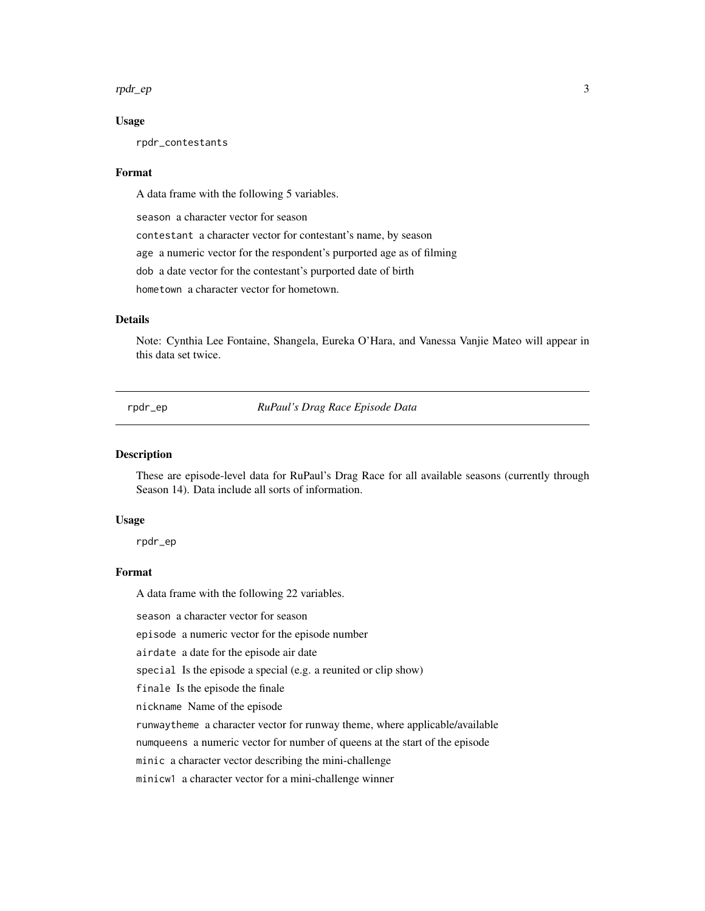### Usage

```
rpdr_contestants
```

### Format

A data frame with the following 5 variables.

- `season` a character vector for season
- `contestant` a character vector for contestant's name, by season
- `age` a numeric vector for the respondent's purported age as of filming
- `dob` a date vector for the contestant's purported date of birth
- `hometown` a character vector for hometown.

### Details

Note: Cynthia Lee Fontaine, Shangela, Eureka O'Hara, and Vanessa Vanjie Mateo will appear in this data set twice.

---

## rpdr_ep *RuPaul's Drag Race Episode Data*

---

### Description

These are episode-level data for RuPaul's Drag Race for all available seasons (currently through Season 14). Data include all sorts of information.

### Usage

```
rpdr_ep
```

### Format

A data frame with the following 22 variables.

- `season` a character vector for season
- `episode` a numeric vector for the episode number
- `airdate` a date for the episode air date
- `special` Is the episode a special (e.g. a reunited or clip show)
- `finale` Is the episode the finale
- `nickname` Name of the episode
- `runwaytheme` a character vector for runway theme, where applicable/available
- `numqueens` a numeric vector for number of queens at the start of the episode
- `minic` a character vector describing the mini-challenge
- `minicw1` a character vector for a mini-challenge winner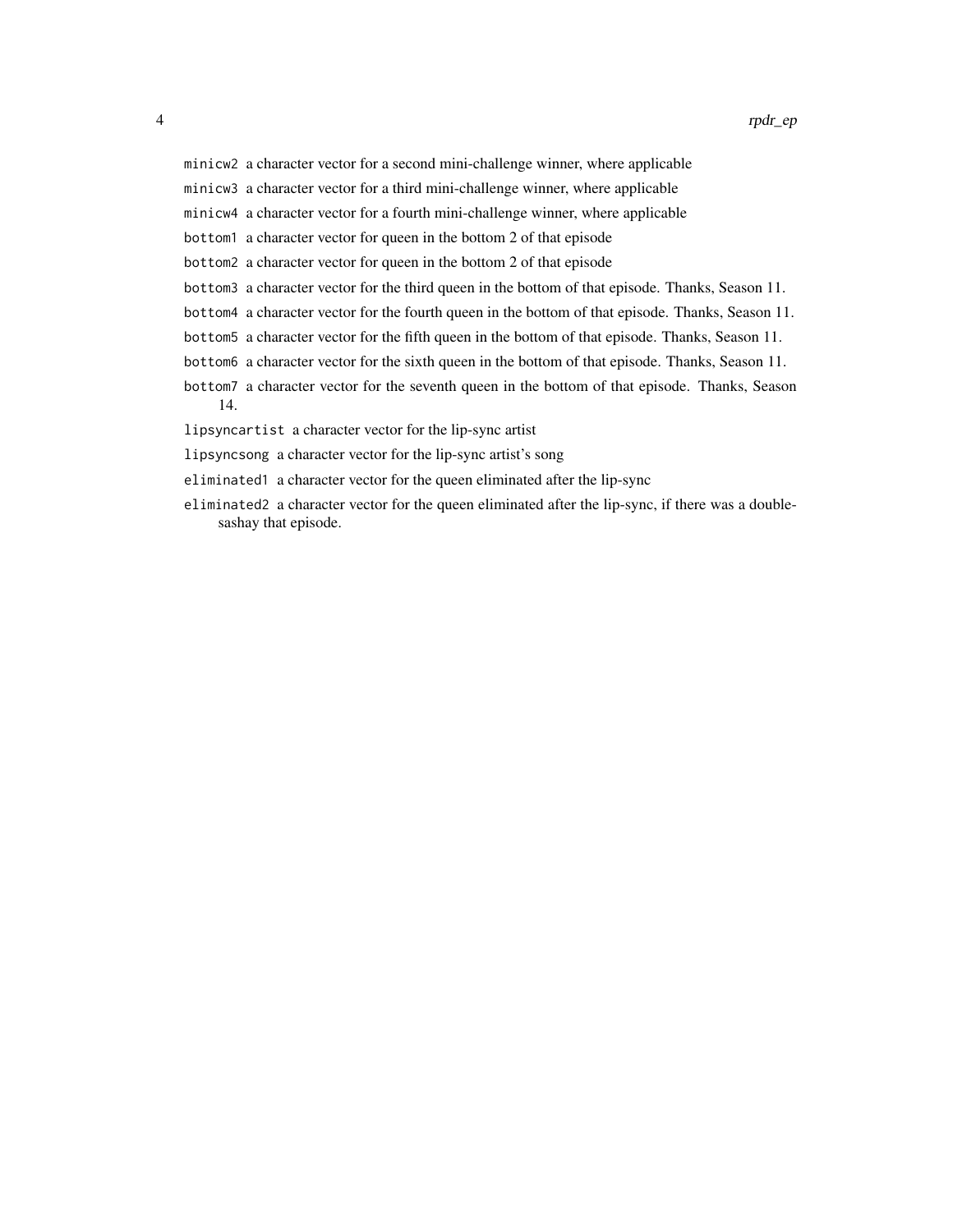minicw2 a character vector for a second mini-challenge winner, where applicable

minicw3 a character vector for a third mini-challenge winner, where applicable

minicw4 a character vector for a fourth mini-challenge winner, where applicable

bottom1 a character vector for queen in the bottom 2 of that episode

bottom2 a character vector for queen in the bottom 2 of that episode

bottom3 a character vector for the third queen in the bottom of that episode. Thanks, Season 11.

bottom4 a character vector for the fourth queen in the bottom of that episode. Thanks, Season 11.

bottom5 a character vector for the fifth queen in the bottom of that episode. Thanks, Season 11.

bottom6 a character vector for the sixth queen in the bottom of that episode. Thanks, Season 11.

bottom7 a character vector for the seventh queen in the bottom of that episode. Thanks, Season 14.

lipsyncartist a character vector for the lip-sync artist

lipsyncsong a character vector for the lip-sync artist's song

eliminated1 a character vector for the queen eliminated after the lip-sync

eliminated2 a character vector for the queen eliminated after the lip-sync, if there was a double-sashay that episode.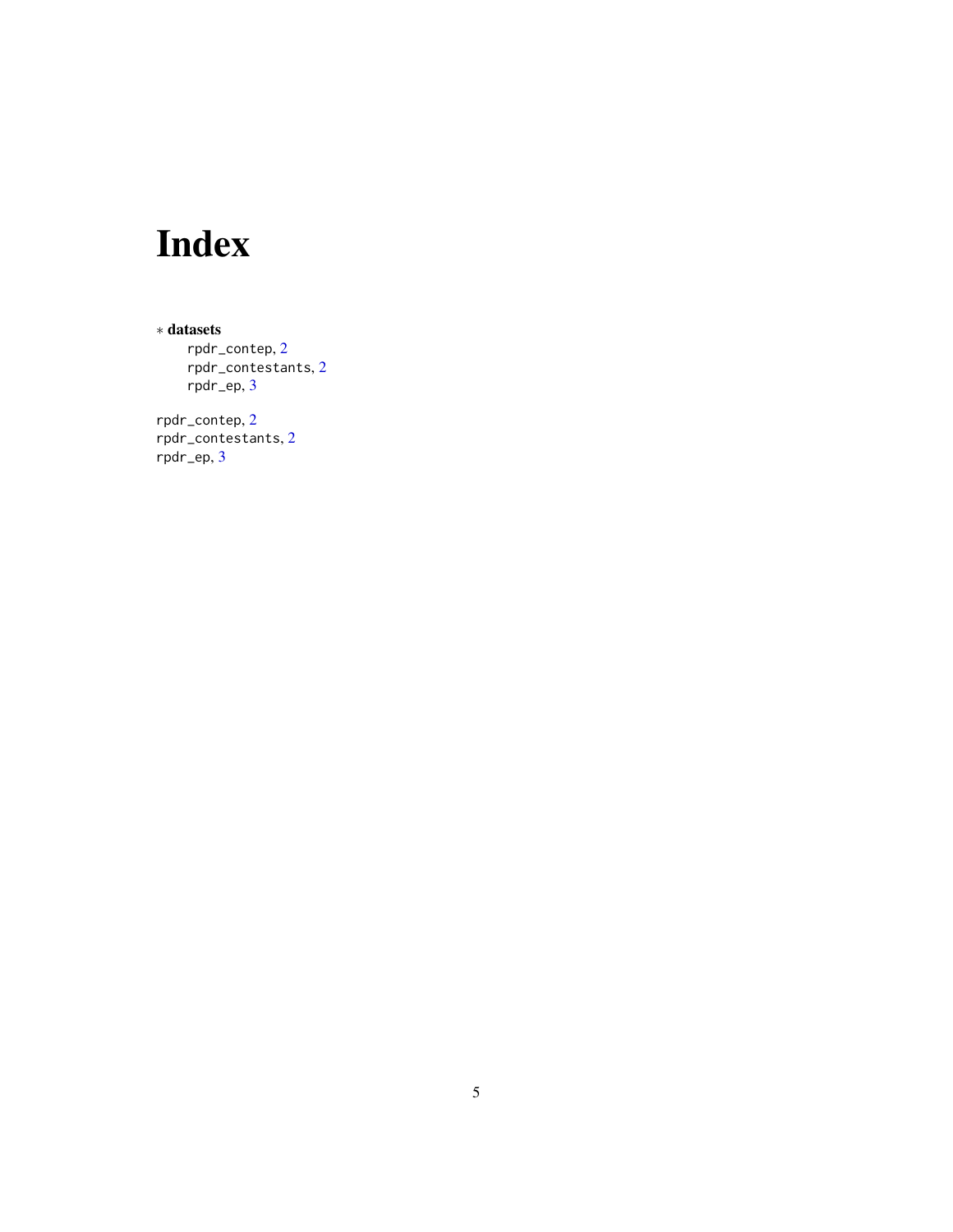# Index

∗ **datasets**

    rpdr_contep, 2
    rpdr_contestants, 2
    rpdr_ep, 3

rpdr_contep, 2
rpdr_contestants, 2
rpdr_ep, 3